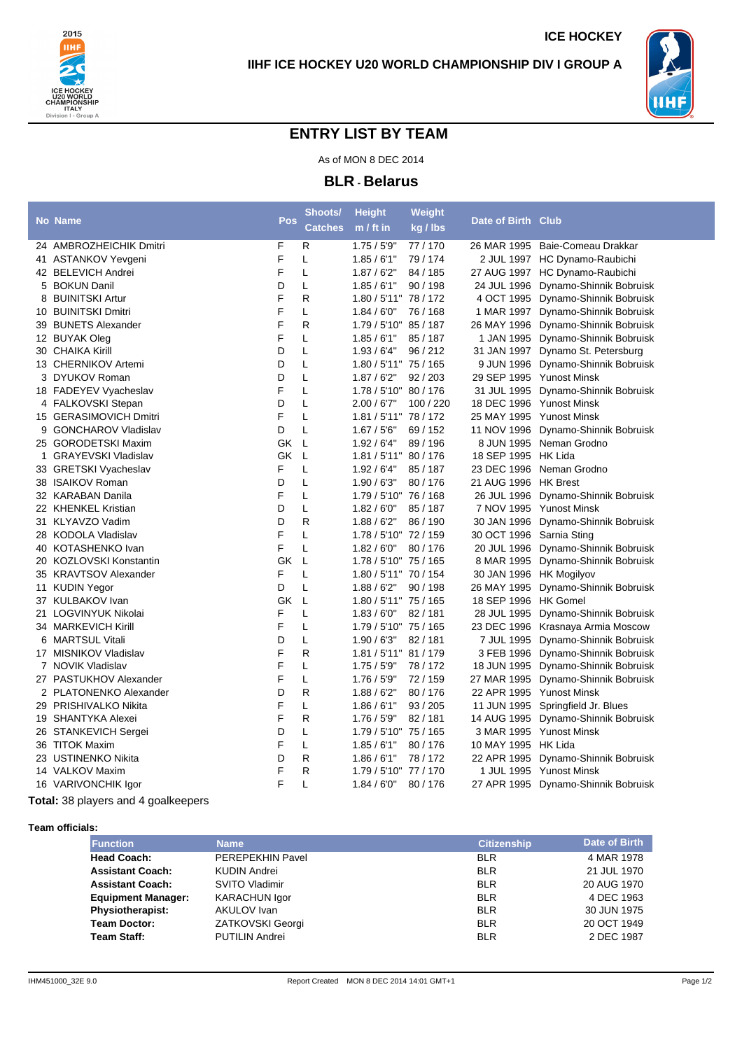ICE HOCKEY

IIHF ICE HOCKEY U20 WORLD CHAMPIONSHIP DIV I GROUP A

# ENTRY LIST BY TEAM

As of MON 8 DEC 2014

## BLR - Belarus

| No | Name | Pos | Shoots/ Catches | Height m / ft in | Weight kg / lbs | Date of Birth | Club |
|---|---|---|---|---|---|---|---|
| 24 | AMBROZHEICHIK Dmitri | F | R | 1.75 / 5'9" | 77 / 170 | 26 MAR 1995 | Baie-Comeau Drakkar |
| 41 | ASTANKOV Yevgeni | F | L | 1.85 / 6'1" | 79 / 174 | 2 JUL 1997 | HC Dynamo-Raubichi |
| 42 | BELEVICH Andrei | F | L | 1.87 / 6'2" | 84 / 185 | 27 AUG 1997 | HC Dynamo-Raubichi |
| 5 | BOKUN Danil | D | L | 1.85 / 6'1" | 90 / 198 | 24 JUL 1996 | Dynamo-Shinnik Bobruisk |
| 8 | BUINITSKI Artur | F | R | 1.80 / 5'11" | 78 / 172 | 4 OCT 1995 | Dynamo-Shinnik Bobruisk |
| 10 | BUINITSKI Dmitri | F | L | 1.84 / 6'0" | 76 / 168 | 1 MAR 1997 | Dynamo-Shinnik Bobruisk |
| 39 | BUNETS Alexander | F | R | 1.79 / 5'10" | 85 / 187 | 26 MAY 1996 | Dynamo-Shinnik Bobruisk |
| 12 | BUYAK Oleg | F | L | 1.85 / 6'1" | 85 / 187 | 1 JAN 1995 | Dynamo-Shinnik Bobruisk |
| 30 | CHAIKA Kirill | D | L | 1.93 / 6'4" | 96 / 212 | 31 JAN 1997 | Dynamo St. Petersburg |
| 13 | CHERNIKOV Artemi | D | L | 1.80 / 5'11" | 75 / 165 | 9 JUN 1996 | Dynamo-Shinnik Bobruisk |
| 3 | DYUKOV Roman | D | L | 1.87 / 6'2" | 92 / 203 | 29 SEP 1995 | Yunost Minsk |
| 18 | FADEYEV Vyacheslav | F | L | 1.78 / 5'10" | 80 / 176 | 31 JUL 1995 | Dynamo-Shinnik Bobruisk |
| 4 | FALKOVSKI Stepan | D | L | 2.00 / 6'7" | 100 / 220 | 18 DEC 1996 | Yunost Minsk |
| 15 | GERASIMOVICH Dmitri | F | L | 1.81 / 5'11" | 78 / 172 | 25 MAY 1995 | Yunost Minsk |
| 9 | GONCHAROV Vladislav | D | L | 1.67 / 5'6" | 69 / 152 | 11 NOV 1996 | Dynamo-Shinnik Bobruisk |
| 25 | GORODETSKI Maxim | GK | L | 1.92 / 6'4" | 89 / 196 | 8 JUN 1995 | Neman Grodno |
| 1 | GRAYEVSKI Vladislav | GK | L | 1.81 / 5'11" | 80 / 176 | 18 SEP 1995 | HK Lida |
| 33 | GRETSKI Vyacheslav | F | L | 1.92 / 6'4" | 85 / 187 | 23 DEC 1996 | Neman Grodno |
| 38 | ISAIKOV Roman | D | L | 1.90 / 6'3" | 80 / 176 | 21 AUG 1996 | HK Brest |
| 32 | KARABAN Danila | F | L | 1.79 / 5'10" | 76 / 168 | 26 JUL 1996 | Dynamo-Shinnik Bobruisk |
| 22 | KHENKEL Kristian | D | L | 1.82 / 6'0" | 85 / 187 | 7 NOV 1995 | Yunost Minsk |
| 31 | KLYAVZO Vadim | D | R | 1.88 / 6'2" | 86 / 190 | 30 JAN 1996 | Dynamo-Shinnik Bobruisk |
| 28 | KODOLA Vladislav | F | L | 1.78 / 5'10" | 72 / 159 | 30 OCT 1996 | Sarnia Sting |
| 40 | KOTASHENKO Ivan | F | L | 1.82 / 6'0" | 80 / 176 | 20 JUL 1996 | Dynamo-Shinnik Bobruisk |
| 20 | KOZLOVSKI Konstantin | GK | L | 1.78 / 5'10" | 75 / 165 | 8 MAR 1995 | Dynamo-Shinnik Bobruisk |
| 35 | KRAVTSOV Alexander | F | L | 1.80 / 5'11" | 70 / 154 | 30 JAN 1996 | HK Mogilyov |
| 11 | KUDIN Yegor | D | L | 1.88 / 6'2" | 90 / 198 | 26 MAY 1995 | Dynamo-Shinnik Bobruisk |
| 37 | KULBAKOV Ivan | GK | L | 1.80 / 5'11" | 75 / 165 | 18 SEP 1996 | HK Gomel |
| 21 | LOGVINYUK Nikolai | F | L | 1.83 / 6'0" | 82 / 181 | 28 JUL 1995 | Dynamo-Shinnik Bobruisk |
| 34 | MARKEVICH Kirill | F | L | 1.79 / 5'10" | 75 / 165 | 23 DEC 1996 | Krasnaya Armia Moscow |
| 6 | MARTSUL Vitali | D | L | 1.90 / 6'3" | 82 / 181 | 7 JUL 1995 | Dynamo-Shinnik Bobruisk |
| 17 | MISNIKOV Vladislav | F | R | 1.81 / 5'11" | 81 / 179 | 3 FEB 1996 | Dynamo-Shinnik Bobruisk |
| 7 | NOVIK Vladislav | F | L | 1.75 / 5'9" | 78 / 172 | 18 JUN 1995 | Dynamo-Shinnik Bobruisk |
| 27 | PASTUKHOV Alexander | F | L | 1.76 / 5'9" | 72 / 159 | 27 MAR 1995 | Dynamo-Shinnik Bobruisk |
| 2 | PLATONENKO Alexander | D | R | 1.88 / 6'2" | 80 / 176 | 22 APR 1995 | Yunost Minsk |
| 29 | PRISHIVALKO Nikita | F | L | 1.86 / 6'1" | 93 / 205 | 11 JUN 1995 | Springfield Jr. Blues |
| 19 | SHANTYKA Alexei | F | R | 1.76 / 5'9" | 82 / 181 | 14 AUG 1995 | Dynamo-Shinnik Bobruisk |
| 26 | STANKEVICH Sergei | D | L | 1.79 / 5'10" | 75 / 165 | 3 MAR 1995 | Yunost Minsk |
| 36 | TITOK Maxim | F | L | 1.85 / 6'1" | 80 / 176 | 10 MAY 1995 | HK Lida |
| 23 | USTINENKO Nikita | D | R | 1.86 / 6'1" | 78 / 172 | 22 APR 1995 | Dynamo-Shinnik Bobruisk |
| 14 | VALKOV Maxim | F | R | 1.79 / 5'10" | 77 / 170 | 1 JUL 1995 | Yunost Minsk |
| 16 | VARIVONCHIK Igor | F | L | 1.84 / 6'0" | 80 / 176 | 27 APR 1995 | Dynamo-Shinnik Bobruisk |

**Total:** 38 players and 4 goalkeepers

**Team officials:**

| Function | Name | Citizenship | Date of Birth |
|---|---|---|---|
| **Head Coach:** | PEREPEKHIN Pavel | BLR | 4 MAR 1978 |
| **Assistant Coach:** | KUDIN Andrei | BLR | 21 JUL 1970 |
| **Assistant Coach:** | SVITO Vladimir | BLR | 20 AUG 1970 |
| **Equipment Manager:** | KARACHUN Igor | BLR | 4 DEC 1963 |
| **Physiotherapist:** | AKULOV Ivan | BLR | 30 JUN 1975 |
| **Team Doctor:** | ZATKOVSKI Georgi | BLR | 20 OCT 1949 |
| **Team Staff:** | PUTILIN Andrei | BLR | 2 DEC 1987 |

IHM451000_32E 9.0 Report Created MON 8 DEC 2014 14:01 GMT+1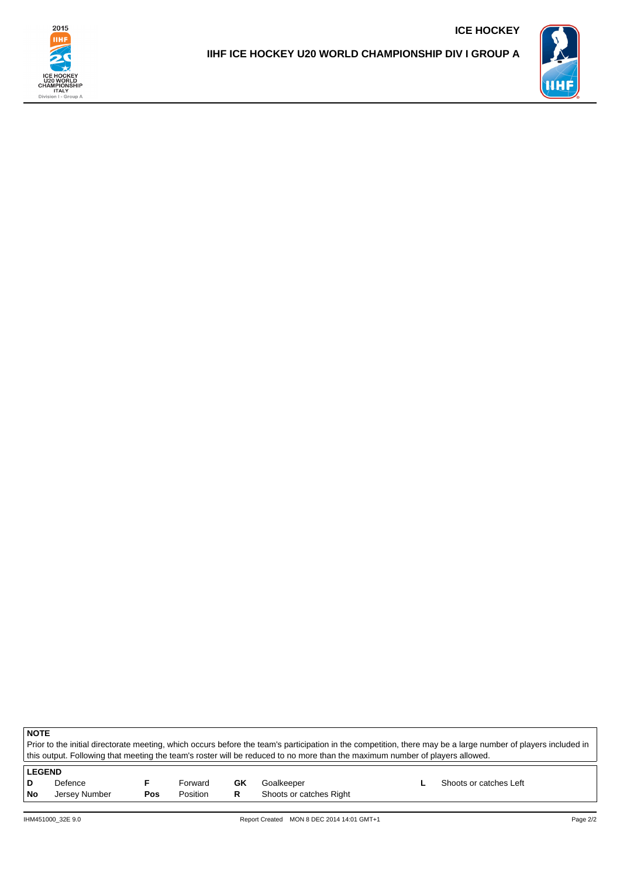**NOTE**

Prior to the initial directorate meeting, which occurs before the team's participation in the competition, there may be a large number of players included in this output. Following that meeting the team's roster will be reduced to no more than the maximum number of players allowed.

**LEGEND**

| | | | | | | | |
|---|---|---|---|---|---|---|---|
| **D** | Defence | **F** | Forward | **GK** | Goalkeeper | **L** | Shoots or catches Left |
| **No** | Jersey Number | **Pos** | Position | **R** | Shoots or catches Right | | |

IHM451000_32E 9.0 Report Created MON 8 DEC 2014 14:01 GMT+1